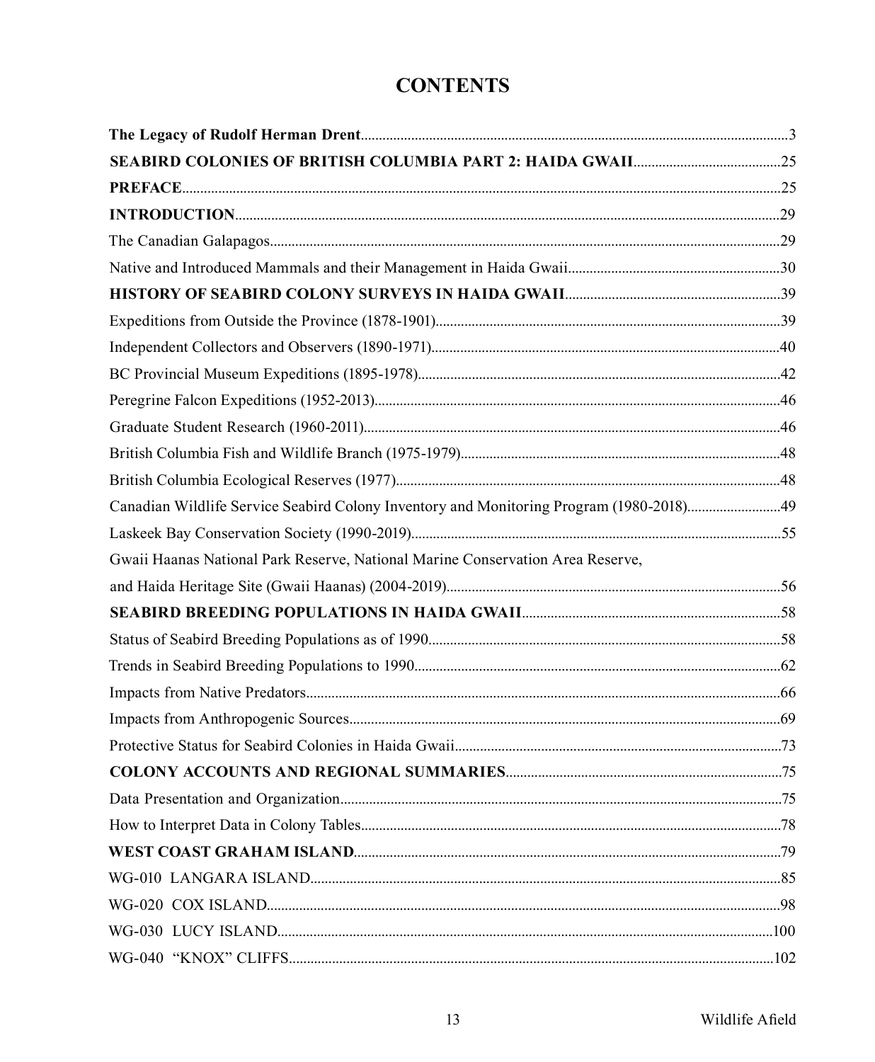# CONTENTS

**The Legacy of Rudolf Herman Drent**......3

**SEABIRD COLONIES OF BRITISH COLUMBIA PART 2: HAIDA GWAII**......25

**PREFACE**......25

**INTRODUCTION**......29

The Canadian Galapagos......29

Native and Introduced Mammals and their Management in Haida Gwaii......30

**HISTORY OF SEABIRD COLONY SURVEYS IN HAIDA GWAII**......39

Expeditions from Outside the Province (1878-1901)......39

Independent Collectors and Observers (1890-1971)......40

BC Provincial Museum Expeditions (1895-1978)......42

Peregrine Falcon Expeditions (1952-2013)......46

Graduate Student Research (1960-2011)......46

British Columbia Fish and Wildlife Branch (1975-1979)......48

British Columbia Ecological Reserves (1977)......48

Canadian Wildlife Service Seabird Colony Inventory and Monitoring Program (1980-2018)......49

Laskeek Bay Conservation Society (1990-2019)......55

Gwaii Haanas National Park Reserve, National Marine Conservation Area Reserve, and Haida Heritage Site (Gwaii Haanas) (2004-2019)......56

**SEABIRD BREEDING POPULATIONS IN HAIDA GWAII**......58

Status of Seabird Breeding Populations as of 1990......58

Trends in Seabird Breeding Populations to 1990......62

Impacts from Native Predators......66

Impacts from Anthropogenic Sources......69

Protective Status for Seabird Colonies in Haida Gwaii......73

**COLONY ACCOUNTS AND REGIONAL SUMMARIES**......75

Data Presentation and Organization......75

How to Interpret Data in Colony Tables......78

**WEST COAST GRAHAM ISLAND**......79

WG-010 LANGARA ISLAND......85

WG-020 COX ISLAND......98

WG-030 LUCY ISLAND......100

WG-040 "KNOX" CLIFFS......102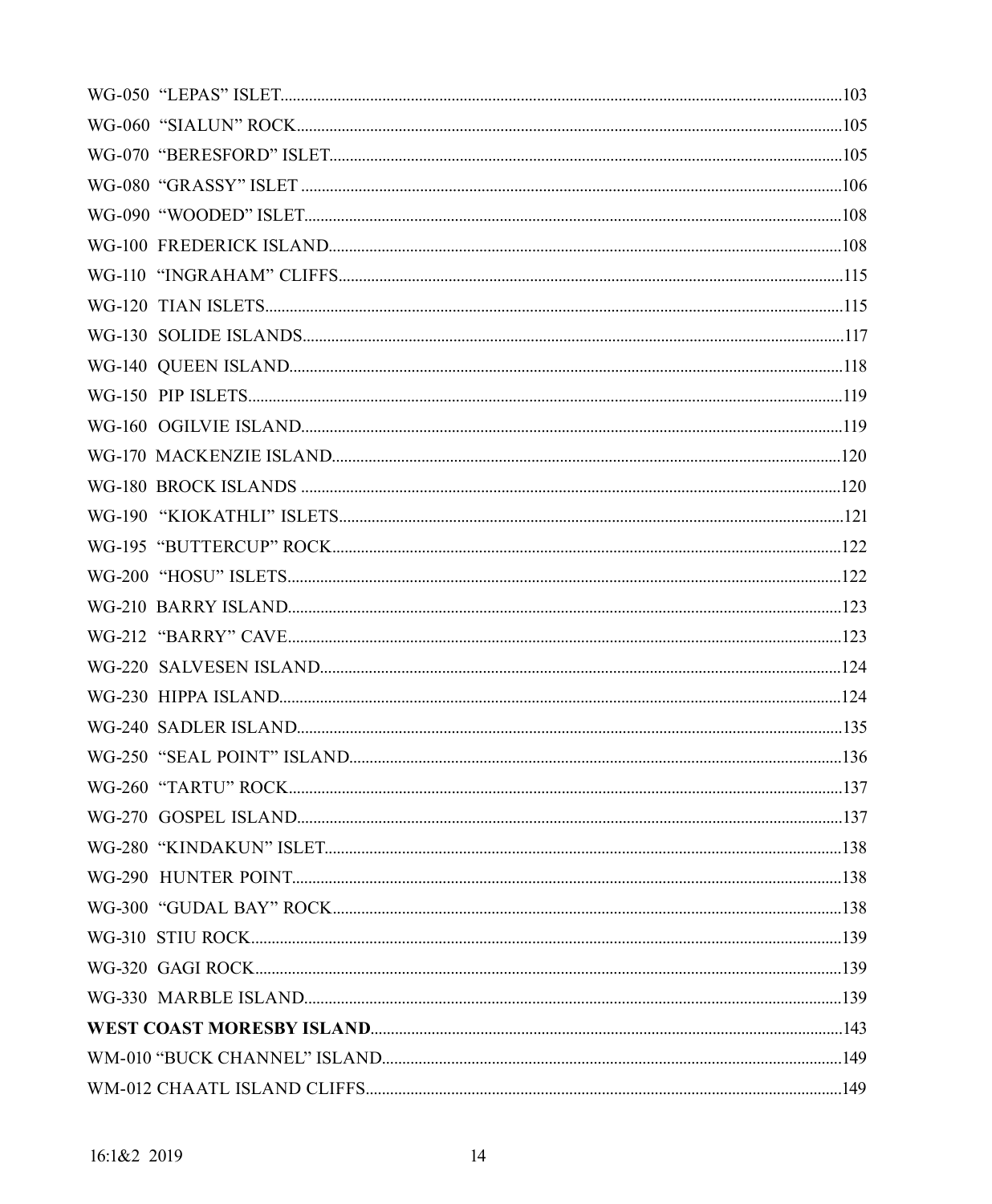WG-050 "LEPAS" ISLET........................................................................................................................103

WG-060 "SIALUN" ROCK......................................................................................................................105

WG-070 "BERESFORD" ISLET..............................................................................................................105

WG-080 "GRASSY" ISLET .....................................................................................................................106

WG-090 "WOODED" ISLET....................................................................................................................108

WG-100 FREDERICK ISLAND...............................................................................................................108

WG-110 "INGRAHAM" CLIFFS.............................................................................................................115

WG-120 TIAN ISLETS..............................................................................................................................115

WG-130 SOLIDE ISLANDS.....................................................................................................................117

WG-140 QUEEN ISLAND........................................................................................................................118

WG-150 PIP ISLETS..................................................................................................................................119

WG-160 OGILVIE ISLAND.....................................................................................................................119

WG-170 MACKENZIE ISLAND..............................................................................................................120

WG-180 BROCK ISLANDS .....................................................................................................................120

WG-190 "KIOKATHLI" ISLETS..............................................................................................................121

WG-195 "BUTTERCUP" ROCK..............................................................................................................122

WG-200 "HOSU" ISLETS.........................................................................................................................122

WG-210 BARRY ISLAND.........................................................................................................................123

WG-212 "BARRY" CAVE.........................................................................................................................123

WG-220 SALVESEN ISLAND.................................................................................................................124

WG-230 HIPPA ISLAND..........................................................................................................................124

WG-240 SADLER ISLAND......................................................................................................................135

WG-250 "SEAL POINT" ISLAND...........................................................................................................136

WG-260 "TARTU" ROCK.........................................................................................................................137

WG-270 GOSPEL ISLAND......................................................................................................................137

WG-280 "KINDAKUN" ISLET................................................................................................................138

WG-290 HUNTER POINT........................................................................................................................138

WG-300 "GUDAL BAY" ROCK..............................................................................................................138

WG-310 STIU ROCK.................................................................................................................................139

WG-320 GAGI ROCK................................................................................................................................139

WG-330 MARBLE ISLAND.....................................................................................................................139

**WEST COAST MORESBY ISLAND**.....................................................................................................143

WM-010 "BUCK CHANNEL" ISLAND..................................................................................................149

WM-012 CHAATL ISLAND CLIFFS......................................................................................................149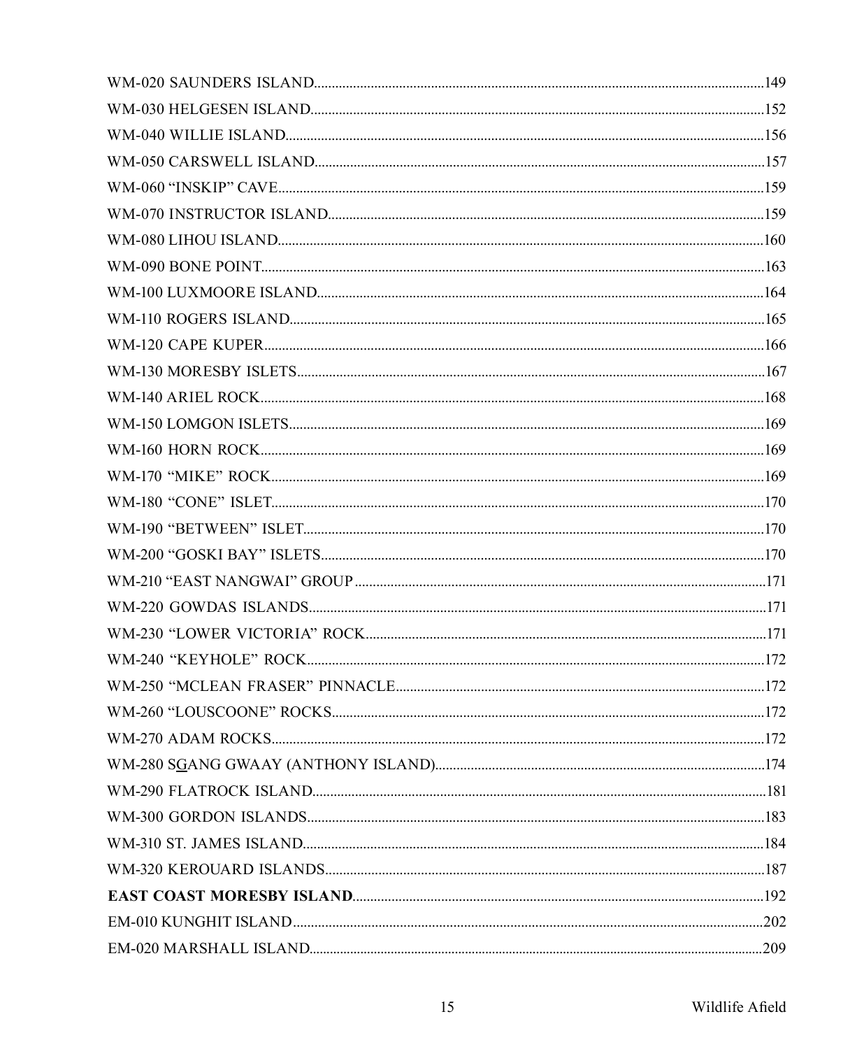WM-020 SAUNDERS ISLAND.....149

WM-030 HELGESEN ISLAND.....152

WM-040 WILLIE ISLAND.....156

WM-050 CARSWELL ISLAND.....157

WM-060 “INSKIP” CAVE.....159

WM-070 INSTRUCTOR ISLAND.....159

WM-080 LIHOU ISLAND.....160

WM-090 BONE POINT.....163

WM-100 LUXMOORE ISLAND.....164

WM-110 ROGERS ISLAND.....165

WM-120 CAPE KUPER.....166

WM-130 MORESBY ISLETS.....167

WM-140 ARIEL ROCK.....168

WM-150 LOMGON ISLETS.....169

WM-160 HORN ROCK.....169

WM-170 “MIKE” ROCK.....169

WM-180 “CONE” ISLET.....170

WM-190 “BETWEEN” ISLET.....170

WM-200 “GOSKI BAY” ISLETS.....170

WM-210 “EAST NANGWAI” GROUP.....171

WM-220 GOWDAS ISLANDS.....171

WM-230 “LOWER VICTORIA” ROCK.....171

WM-240 “KEYHOLE” ROCK.....172

WM-250 “MCLEAN FRASER” PINNACLE.....172

WM-260 “LOUSCOONE” ROCKS.....172

WM-270 ADAM ROCKS.....172

WM-280 SGANG GWAAY (ANTHONY ISLAND).....174

WM-290 FLATROCK ISLAND.....181

WM-300 GORDON ISLANDS.....183

WM-310 ST. JAMES ISLAND.....184

WM-320 KEROUARD ISLANDS.....187

**EAST COAST MORESBY ISLAND**.....192

EM-010 KUNGHIT ISLAND.....202

EM-020 MARSHALL ISLAND.....209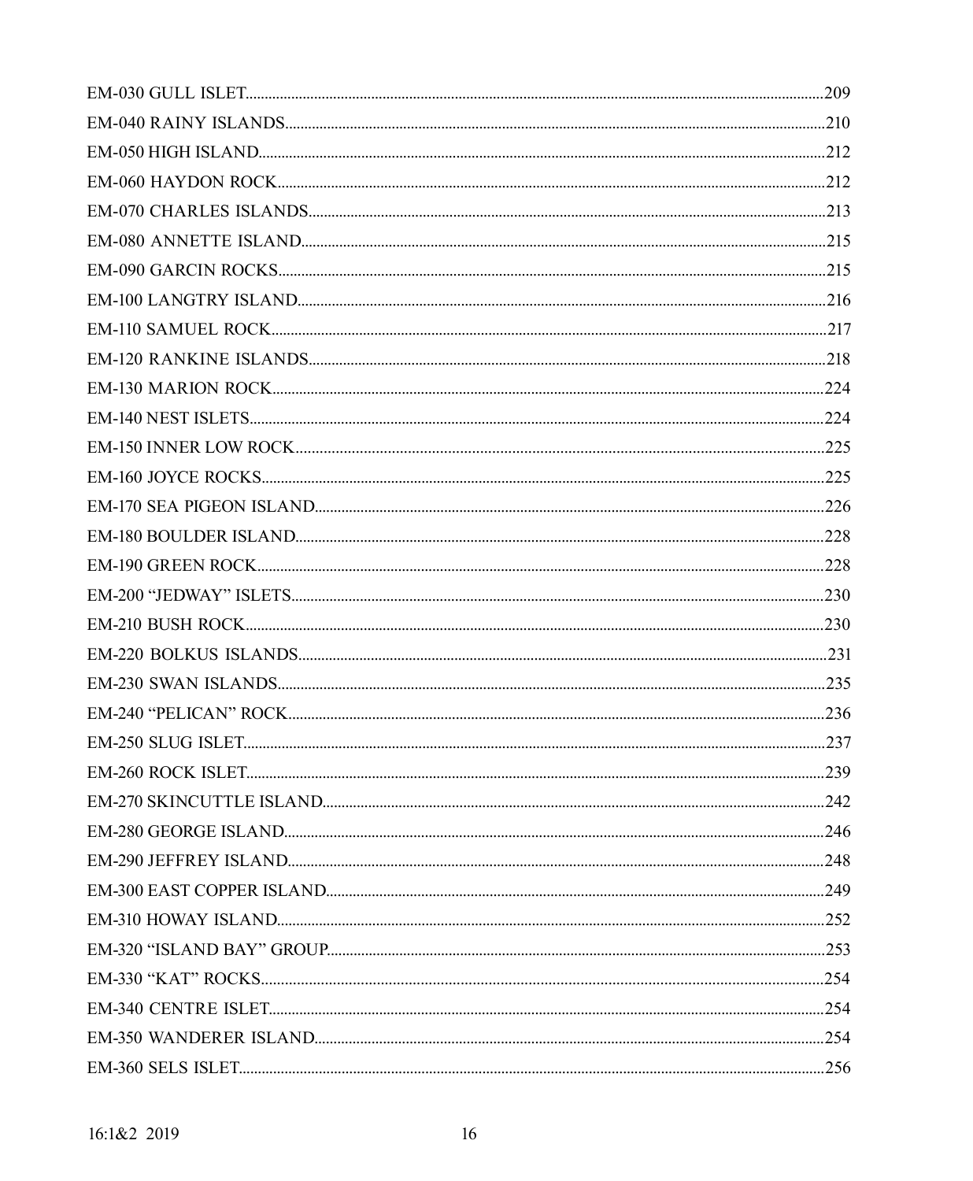EM-030 GULL ISLET......................................................................................................................209

EM-040 RAINY ISLANDS..............................................................................................................210

EM-050 HIGH ISLAND...................................................................................................................212

EM-060 HAYDON ROCK...............................................................................................................212

EM-070 CHARLES ISLANDS.......................................................................................................213

EM-080 ANNETTE ISLAND.........................................................................................................215

EM-090 GARCIN ROCKS..............................................................................................................215

EM-100 LANGTRY ISLAND.........................................................................................................216

EM-110 SAMUEL ROCK................................................................................................................217

EM-120 RANKINE ISLANDS.......................................................................................................218

EM-130 MARION ROCK...............................................................................................................224

EM-140 NEST ISLETS...................................................................................................................224

EM-150 INNER LOW ROCK.........................................................................................................225

EM-160 JOYCE ROCKS.................................................................................................................225

EM-170 SEA PIGEON ISLAND.....................................................................................................226

EM-180 BOULDER ISLAND.........................................................................................................228

EM-190 GREEN ROCK...................................................................................................................228

EM-200 “JEDWAY” ISLETS.........................................................................................................230

EM-210 BUSH ROCK.....................................................................................................................230

EM-220 BOLKUS ISLANDS..........................................................................................................231

EM-230 SWAN ISLANDS..............................................................................................................235

EM-240 “PELICAN” ROCK...........................................................................................................236

EM-250 SLUG ISLET.....................................................................................................................237

EM-260 ROCK ISLET.....................................................................................................................239

EM-270 SKINCUTTLE ISLAND...................................................................................................242

EM-280 GEORGE ISLAND............................................................................................................246

EM-290 JEFFREY ISLAND...........................................................................................................248

EM-300 EAST COPPER ISLAND.................................................................................................249

EM-310 HOWAY ISLAND.............................................................................................................252

EM-320 “ISLAND BAY” GROUP.................................................................................................253

EM-330 “KAT” ROCKS.................................................................................................................254

EM-340 CENTRE ISLET................................................................................................................254

EM-350 WANDERER ISLAND......................................................................................................254

EM-360 SELS ISLET......................................................................................................................256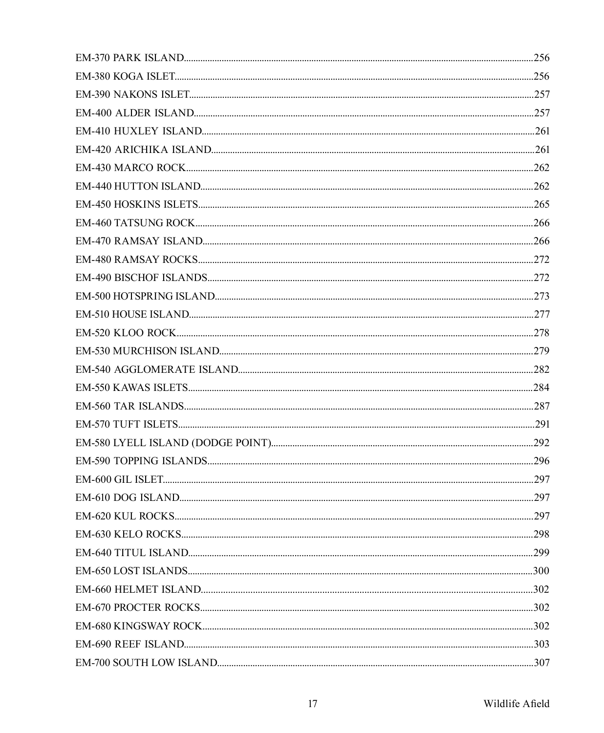EM-370 PARK ISLAND....................................................................................................................................256

EM-380 KOGA ISLET....................................................................................................................................256

EM-390 NAKONS ISLET...............................................................................................................................257

EM-400 ALDER ISLAND..............................................................................................................................257

EM-410 HUXLEY ISLAND...........................................................................................................................261

EM-420 ARICHIKA ISLAND.......................................................................................................................261

EM-430 MARCO ROCK.................................................................................................................................262

EM-440 HUTTON ISLAND...........................................................................................................................262

EM-450 HOSKINS ISLETS............................................................................................................................265

EM-460 TATSUNG ROCK.............................................................................................................................266

EM-470 RAMSAY ISLAND...........................................................................................................................266

EM-480 RAMSAY ROCKS............................................................................................................................272

EM-490 BISCHOF ISLANDS........................................................................................................................272

EM-500 HOTSPRING ISLAND.....................................................................................................................273

EM-510 HOUSE ISLAND..............................................................................................................................277

EM-520 KLOO ROCK....................................................................................................................................278

EM-530 MURCHISON ISLAND...................................................................................................................279

EM-540 AGGLOMERATE ISLAND.............................................................................................................282

EM-550 KAWAS ISLETS...............................................................................................................................284

EM-560 TAR ISLANDS.................................................................................................................................287

EM-570 TUFT ISLETS...................................................................................................................................291

EM-580 LYELL ISLAND (DODGE POINT).................................................................................................292

EM-590 TOPPING ISLANDS.........................................................................................................................296

EM-600 GIL ISLET.........................................................................................................................................297

EM-610 DOG ISLAND...................................................................................................................................297

EM-620 KUL ROCKS.....................................................................................................................................297

EM-630 KELO ROCKS...................................................................................................................................298

EM-640 TITUL ISLAND................................................................................................................................299

EM-650 LOST ISLANDS...............................................................................................................................300

EM-660 HELMET ISLAND...........................................................................................................................302

EM-670 PROCTER ROCKS...........................................................................................................................302

EM-680 KINGSWAY ROCK..........................................................................................................................302

EM-690 REEF ISLAND..................................................................................................................................303

EM-700 SOUTH LOW ISLAND....................................................................................................................307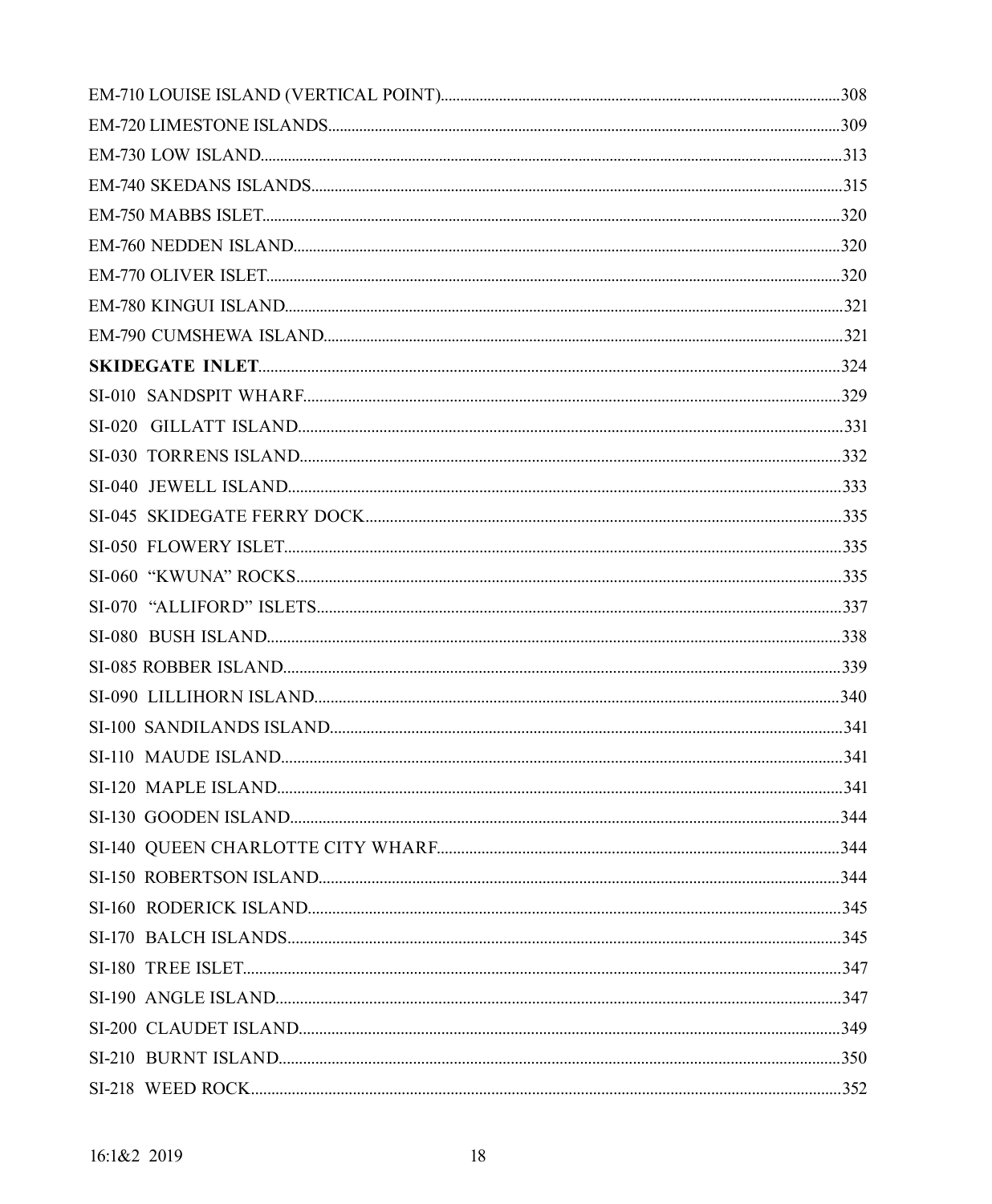EM-710 LOUISE ISLAND (VERTICAL POINT)....................................................................................................308

EM-720 LIMESTONE ISLANDS................................................................................................................309

EM-730 LOW ISLAND.................................................................................................................................313

EM-740 SKEDANS ISLANDS.....................................................................................................................315

EM-750 MABBS ISLET................................................................................................................................320

EM-760 NEDDEN ISLAND.........................................................................................................................320

EM-770 OLIVER ISLET...............................................................................................................................320

EM-780 KINGUI ISLAND...........................................................................................................................321

EM-790 CUMSHEWA ISLAND.................................................................................................................321

**SKIDEGATE INLET**................................................................................................................................324

SI-010 SANDSPIT WHARF...........................................................................................................................329

SI-020 GILLATT ISLAND.............................................................................................................................331

SI-030 TORRENS ISLAND............................................................................................................................332

SI-040 JEWELL ISLAND...............................................................................................................................333

SI-045 SKIDEGATE FERRY DOCK..............................................................................................................335

SI-050 FLOWERY ISLET...............................................................................................................................335

SI-060 “KWUNA” ROCKS............................................................................................................................335

SI-070 “ALLIFORD” ISLETS.........................................................................................................................337

SI-080 BUSH ISLAND...................................................................................................................................338

SI-085 ROBBER ISLAND..............................................................................................................................339

SI-090 LILLIHORN ISLAND..........................................................................................................................340

SI-100 SANDILANDS ISLAND.....................................................................................................................341

SI-110 MAUDE ISLAND...............................................................................................................................341

SI-120 MAPLE ISLAND................................................................................................................................341

SI-130 GOODEN ISLAND.............................................................................................................................344

SI-140 QUEEN CHARLOTTE CITY WHARF................................................................................................344

SI-150 ROBERTSON ISLAND......................................................................................................................344

SI-160 RODERICK ISLAND.........................................................................................................................345

SI-170 BALCH ISLANDS..............................................................................................................................345

SI-180 TREE ISLET.......................................................................................................................................347

SI-190 ANGLE ISLAND................................................................................................................................347

SI-200 CLAUDET ISLAND...........................................................................................................................349

SI-210 BURNT ISLAND................................................................................................................................350

SI-218 WEED ROCK.....................................................................................................................................352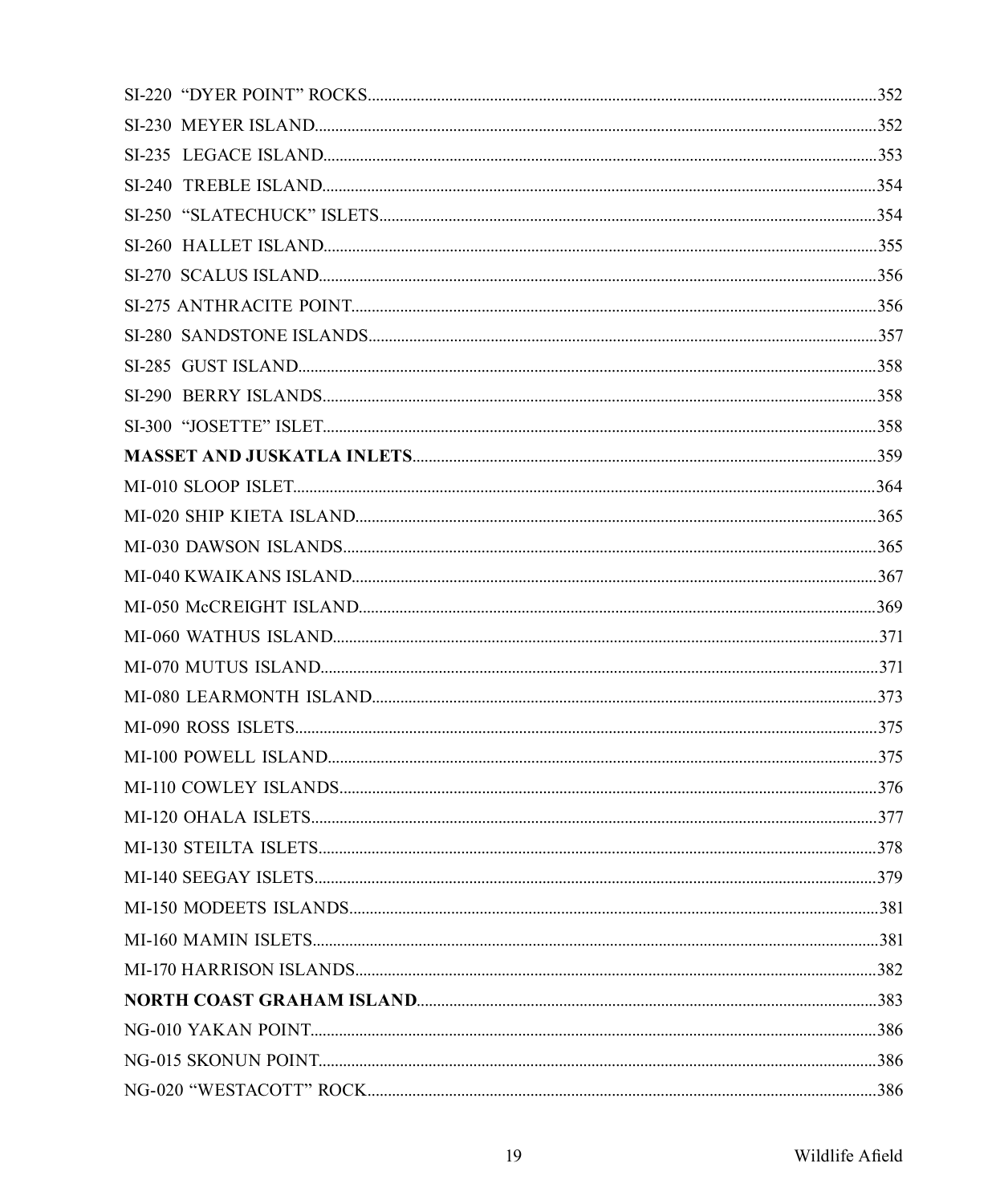SI-220 "DYER POINT" ROCKS.....352

SI-230 MEYER ISLAND.....352

SI-235 LEGACE ISLAND.....353

SI-240 TREBLE ISLAND.....354

SI-250 "SLATECHUCK" ISLETS.....354

SI-260 HALLET ISLAND.....355

SI-270 SCALUS ISLAND.....356

SI-275 ANTHRACITE POINT.....356

SI-280 SANDSTONE ISLANDS.....357

SI-285 GUST ISLAND.....358

SI-290 BERRY ISLANDS.....358

SI-300 "JOSETTE" ISLET.....358

**MASSET AND JUSKATLA INLETS**.....359

MI-010 SLOOP ISLET.....364

MI-020 SHIP KIETA ISLAND.....365

MI-030 DAWSON ISLANDS.....365

MI-040 KWAIKANS ISLAND.....367

MI-050 McCREIGHT ISLAND.....369

MI-060 WATHUS ISLAND.....371

MI-070 MUTUS ISLAND.....371

MI-080 LEARMONTH ISLAND.....373

MI-090 ROSS ISLETS.....375

MI-100 POWELL ISLAND.....375

MI-110 COWLEY ISLANDS.....376

MI-120 OHALA ISLETS.....377

MI-130 STEILTA ISLETS.....378

MI-140 SEEGAY ISLETS.....379

MI-150 MODEETS ISLANDS.....381

MI-160 MAMIN ISLETS.....381

MI-170 HARRISON ISLANDS.....382

**NORTH COAST GRAHAM ISLAND**.....383

NG-010 YAKAN POINT.....386

NG-015 SKONUN POINT.....386

NG-020 "WESTACOTT" ROCK.....386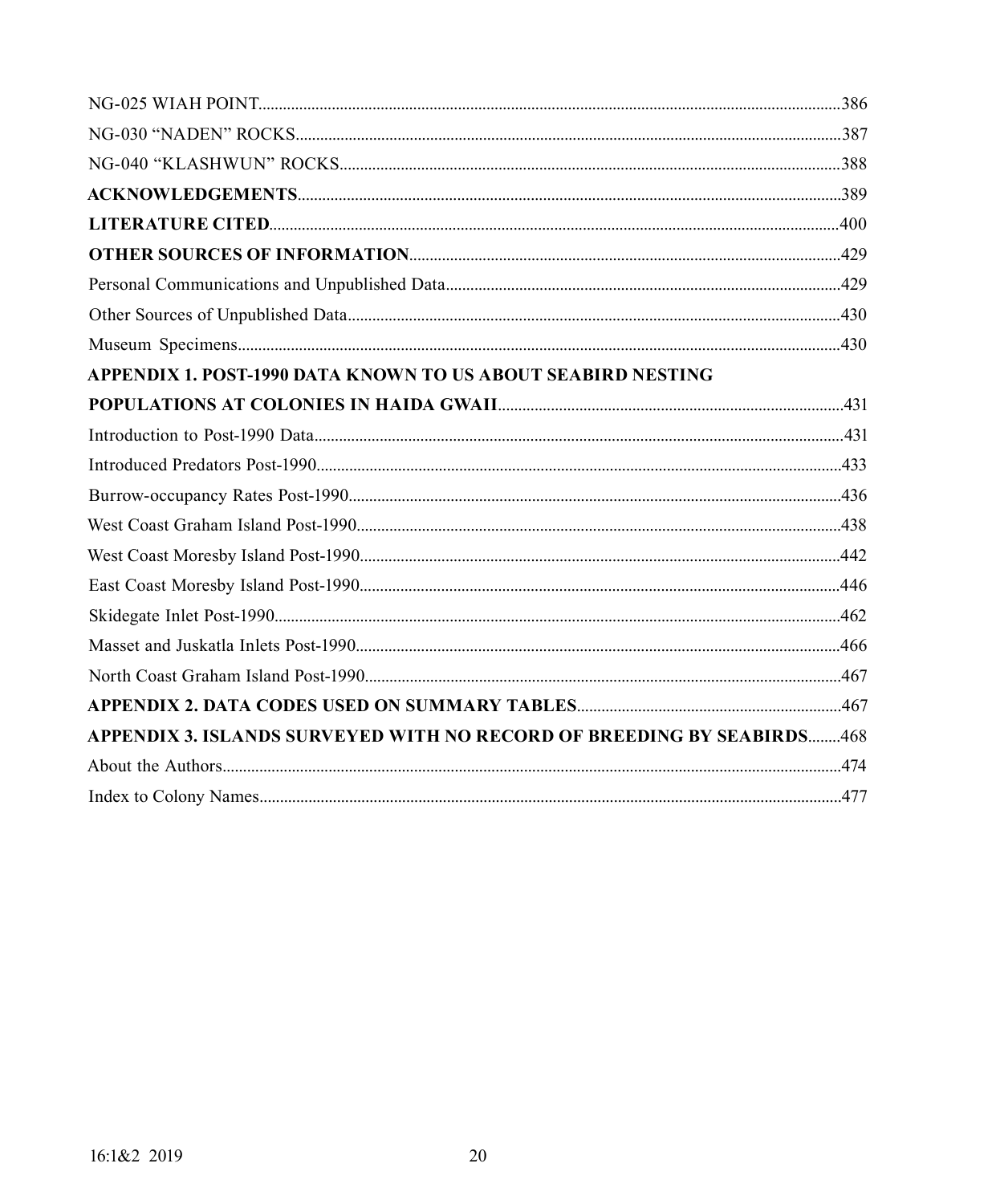NG-025 WIAH POINT....................................................................................................................................386

NG-030 “NADEN” ROCKS..........................................................................................................................387

NG-040 “KLASHWUN” ROCKS..................................................................................................................388

**ACKNOWLEDGEMENTS**..........................................................................................................................389

**LITERATURE CITED**...............................................................................................................................400

**OTHER SOURCES OF INFORMATION**.........................................................................................................429

Personal Communications and Unpublished Data..........................................................................................429

Other Sources of Unpublished Data.............................................................................................................430

Museum Specimens......................................................................................................................................430

**APPENDIX 1. POST-1990 DATA KNOWN TO US ABOUT SEABIRD NESTING POPULATIONS AT COLONIES IN HAIDA GWAII**...................................................................................431

Introduction to Post-1990 Data......................................................................................................................431

Introduced Predators Post-1990.....................................................................................................................433

Burrow-occupancy Rates Post-1990...............................................................................................................436

West Coast Graham Island Post-1990.............................................................................................................438

West Coast Moresby Island Post-1990...........................................................................................................442

East Coast Moresby Island Post-1990............................................................................................................446

Skidegate Inlet Post-1990...............................................................................................................................462

Masset and Juskatla Inlets Post-1990.............................................................................................................466

North Coast Graham Island Post-1990............................................................................................................467

**APPENDIX 2. DATA CODES USED ON SUMMARY TABLES**...............................................................467

**APPENDIX 3. ISLANDS SURVEYED WITH NO RECORD OF BREEDING BY SEABIRDS**........468

About the Authors..........................................................................................................................................474

Index to Colony Names..................................................................................................................................477